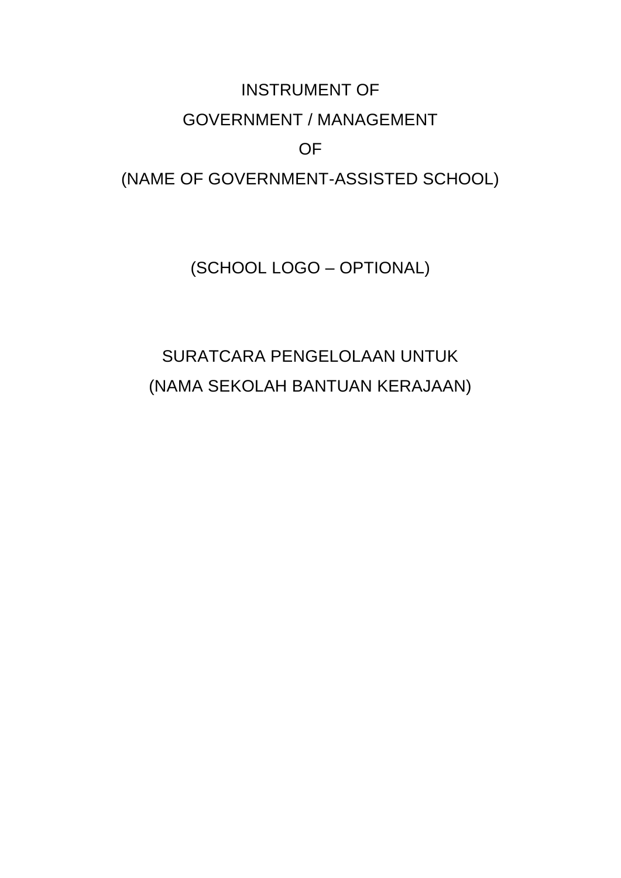# INSTRUMENT OF

# GOVERNMENT / MANAGEMENT

# OF

# (NAME OF GOVERNMENT-ASSISTED SCHOOL)

(SCHOOL LOGO – OPTIONAL)

## SURATCARA PENGELOLAAN UNTUK

## (NAMA SEKOLAH BANTUAN KERAJAAN)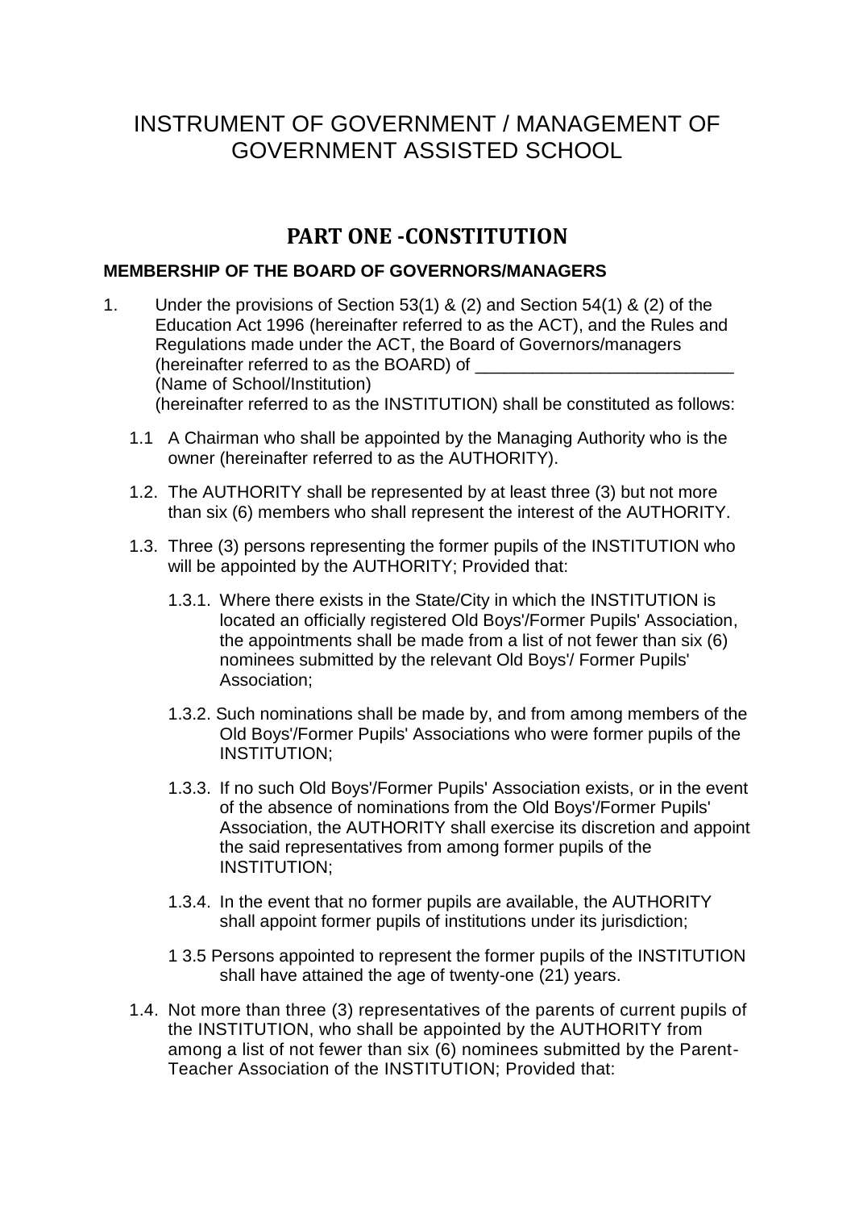# INSTRUMENT OF GOVERNMENT / MANAGEMENT OF GOVERNMENT ASSISTED SCHOOL

## PART ONE -CONSTITUTION

### MEMBERSHIP OF THE BOARD OF GOVERNORS/MANAGERS

1. Under the provisions of Section 53(1) & (2) and Section 54(1) & (2) of the Education Act 1996 (hereinafter referred to as the ACT), and the Rules and Regulations made under the ACT, the Board of Governors/managers (hereinafter referred to as the BOARD) of ___________________________ (Name of School/Institution) (hereinafter referred to as the INSTITUTION) shall be constituted as follows:

   1.1 A Chairman who shall be appointed by the Managing Authority who is the owner (hereinafter referred to as the AUTHORITY).

   1.2. The AUTHORITY shall be represented by at least three (3) but not more than six (6) members who shall represent the interest of the AUTHORITY.

   1.3. Three (3) persons representing the former pupils of the INSTITUTION who will be appointed by the AUTHORITY; Provided that:

      1.3.1. Where there exists in the State/City in which the INSTITUTION is located an officially registered Old Boys'/Former Pupils' Association, the appointments shall be made from a list of not fewer than six (6) nominees submitted by the relevant Old Boys'/ Former Pupils' Association;

      1.3.2. Such nominations shall be made by, and from among members of the Old Boys'/Former Pupils' Associations who were former pupils of the INSTITUTION;

      1.3.3. If no such Old Boys'/Former Pupils' Association exists, or in the event of the absence of nominations from the Old Boys'/Former Pupils' Association, the AUTHORITY shall exercise its discretion and appoint the said representatives from among former pupils of the INSTITUTION;

      1.3.4. In the event that no former pupils are available, the AUTHORITY shall appoint former pupils of institutions under its jurisdiction;

      1 3.5 Persons appointed to represent the former pupils of the INSTITUTION shall have attained the age of twenty-one (21) years.

   1.4. Not more than three (3) representatives of the parents of current pupils of the INSTITUTION, who shall be appointed by the AUTHORITY from among a list of not fewer than six (6) nominees submitted by the Parent-Teacher Association of the INSTITUTION; Provided that: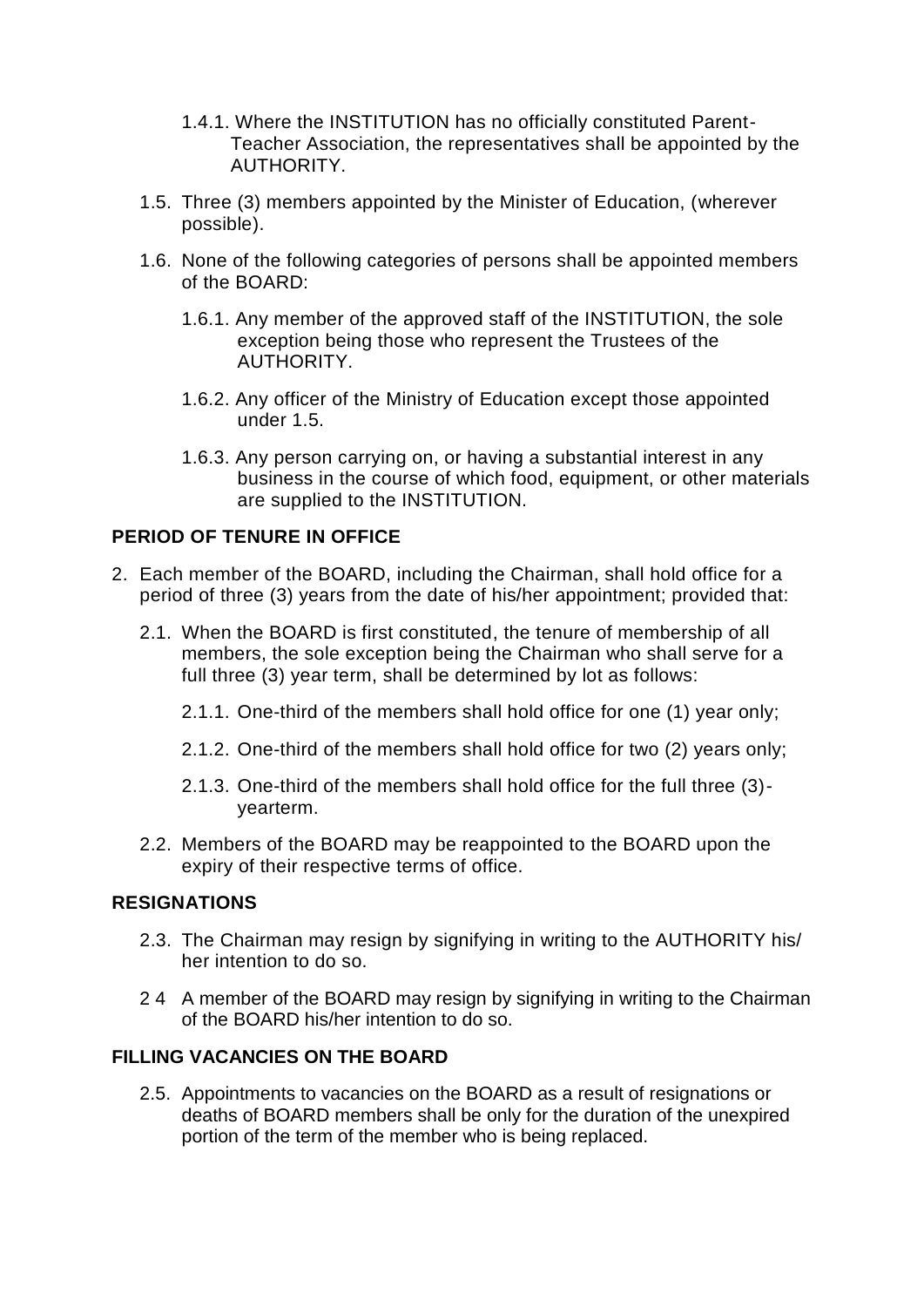1.4.1. Where the INSTITUTION has no officially constituted Parent-Teacher Association, the representatives shall be appointed by the AUTHORITY.

1.5. Three (3) members appointed by the Minister of Education, (wherever possible).

1.6. None of the following categories of persons shall be appointed members of the BOARD:

1.6.1. Any member of the approved staff of the INSTITUTION, the sole exception being those who represent the Trustees of the AUTHORITY.

1.6.2. Any officer of the Ministry of Education except those appointed under 1.5.

1.6.3. Any person carrying on, or having a substantial interest in any business in the course of which food, equipment, or other materials are supplied to the INSTITUTION.

**PERIOD OF TENURE IN OFFICE**

2. Each member of the BOARD, including the Chairman, shall hold office for a period of three (3) years from the date of his/her appointment; provided that:

2.1. When the BOARD is first constituted, the tenure of membership of all members, the sole exception being the Chairman who shall serve for a full three (3) year term, shall be determined by lot as follows:

2.1.1. One-third of the members shall hold office for one (1) year only;

2.1.2. One-third of the members shall hold office for two (2) years only;

2.1.3. One-third of the members shall hold office for the full three (3)-yearterm.

2.2. Members of the BOARD may be reappointed to the BOARD upon the expiry of their respective terms of office.

**RESIGNATIONS**

2.3. The Chairman may resign by signifying in writing to the AUTHORITY his/her intention to do so.

2 4 A member of the BOARD may resign by signifying in writing to the Chairman of the BOARD his/her intention to do so.

**FILLING VACANCIES ON THE BOARD**

2.5. Appointments to vacancies on the BOARD as a result of resignations or deaths of BOARD members shall be only for the duration of the unexpired portion of the term of the member who is being replaced.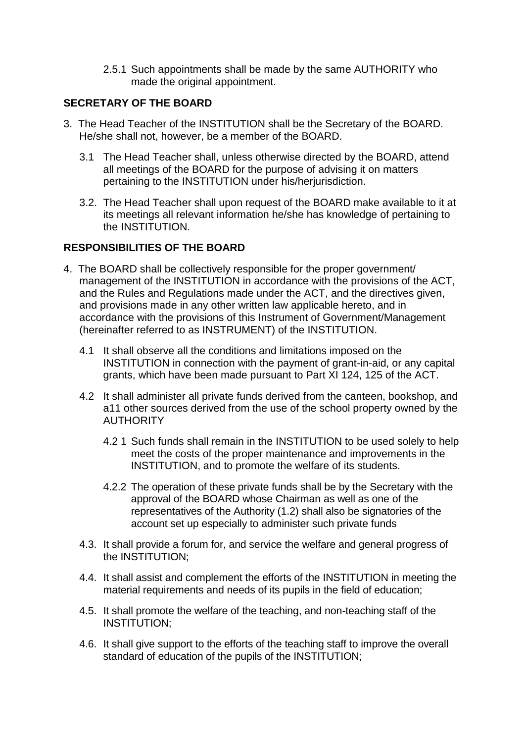2.5.1 Such appointments shall be made by the same AUTHORITY who made the original appointment.

## SECRETARY OF THE BOARD

3. The Head Teacher of the INSTITUTION shall be the Secretary of the BOARD. He/she shall not, however, be a member of the BOARD.

   3.1 The Head Teacher shall, unless otherwise directed by the BOARD, attend all meetings of the BOARD for the purpose of advising it on matters pertaining to the INSTITUTION under his/herjurisdiction.

   3.2. The Head Teacher shall upon request of the BOARD make available to it at its meetings all relevant information he/she has knowledge of pertaining to the INSTITUTION.

## RESPONSIBILITIES OF THE BOARD

4. The BOARD shall be collectively responsible for the proper government/ management of the INSTITUTION in accordance with the provisions of the ACT, and the Rules and Regulations made under the ACT, and the directives given, and provisions made in any other written law applicable hereto, and in accordance with the provisions of this Instrument of Government/Management (hereinafter referred to as INSTRUMENT) of the INSTITUTION.

   4.1 It shall observe all the conditions and limitations imposed on the INSTITUTION in connection with the payment of grant-in-aid, or any capital grants, which have been made pursuant to Part XI 124, 125 of the ACT.

   4.2 It shall administer all private funds derived from the canteen, bookshop, and a11 other sources derived from the use of the school property owned by the AUTHORITY

      4.2 1 Such funds shall remain in the INSTITUTION to be used solely to help meet the costs of the proper maintenance and improvements in the INSTITUTION, and to promote the welfare of its students.

      4.2.2 The operation of these private funds shall be by the Secretary with the approval of the BOARD whose Chairman as well as one of the representatives of the Authority (1.2) shall also be signatories of the account set up especially to administer such private funds

   4.3. It shall provide a forum for, and service the welfare and general progress of the INSTITUTION;

   4.4. It shall assist and complement the efforts of the INSTITUTION in meeting the material requirements and needs of its pupils in the field of education;

   4.5. It shall promote the welfare of the teaching, and non-teaching staff of the INSTITUTION;

   4.6. It shall give support to the efforts of the teaching staff to improve the overall standard of education of the pupils of the INSTITUTION;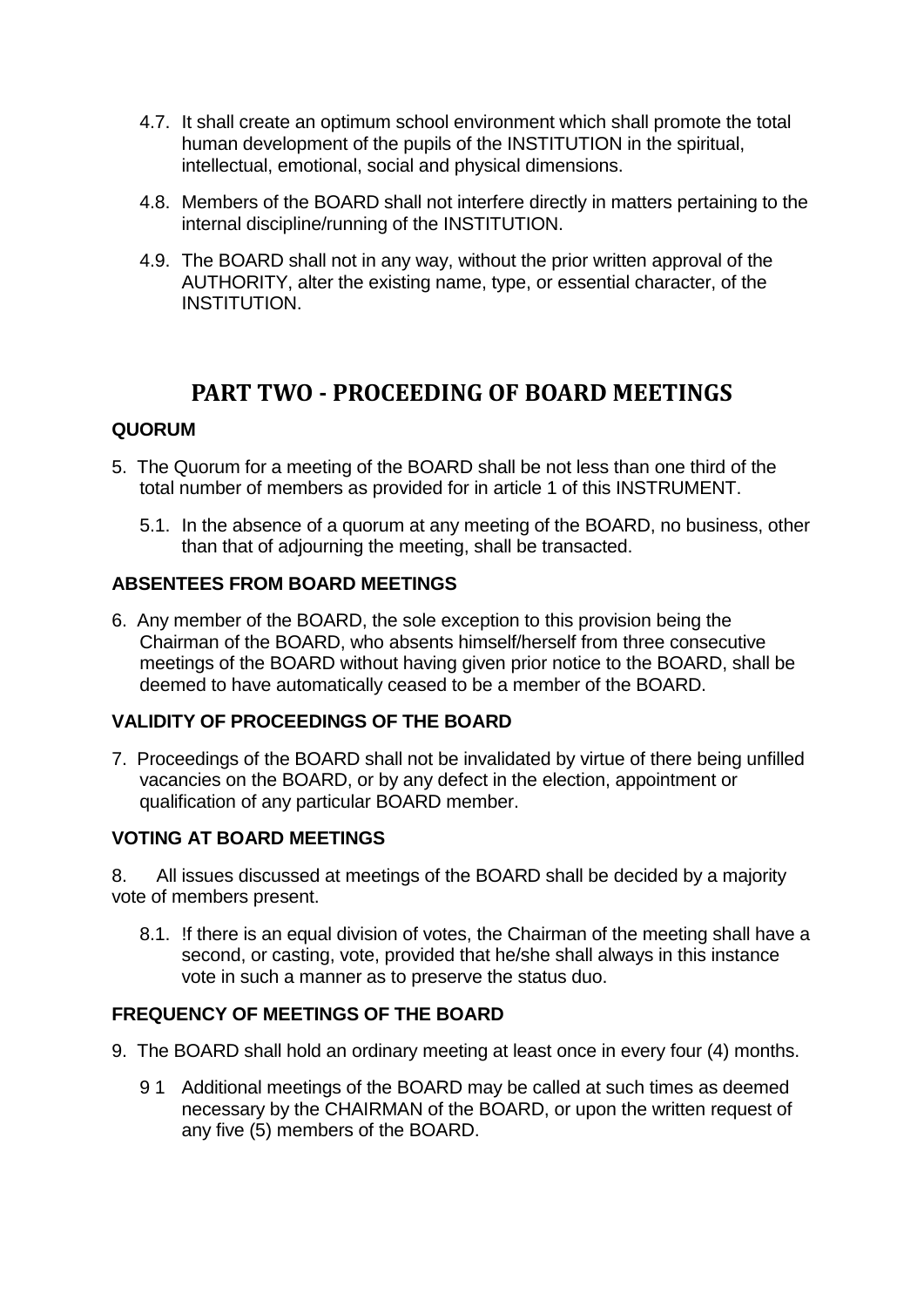4.7. It shall create an optimum school environment which shall promote the total human development of the pupils of the INSTITUTION in the spiritual, intellectual, emotional, social and physical dimensions.

4.8. Members of the BOARD shall not interfere directly in matters pertaining to the internal discipline/running of the INSTITUTION.

4.9. The BOARD shall not in any way, without the prior written approval of the AUTHORITY, alter the existing name, type, or essential character, of the INSTITUTION.

# PART TWO - PROCEEDING OF BOARD MEETINGS

**QUORUM**

5. The Quorum for a meeting of the BOARD shall be not less than one third of the total number of members as provided for in article 1 of this INSTRUMENT.

   5.1. In the absence of a quorum at any meeting of the BOARD, no business, other than that of adjourning the meeting, shall be transacted.

**ABSENTEES FROM BOARD MEETINGS**

6. Any member of the BOARD, the sole exception to this provision being the Chairman of the BOARD, who absents himself/herself from three consecutive meetings of the BOARD without having given prior notice to the BOARD, shall be deemed to have automatically ceased to be a member of the BOARD.

**VALIDITY OF PROCEEDINGS OF THE BOARD**

7. Proceedings of the BOARD shall not be invalidated by virtue of there being unfilled vacancies on the BOARD, or by any defect in the election, appointment or qualification of any particular BOARD member.

**VOTING AT BOARD MEETINGS**

8. All issues discussed at meetings of the BOARD shall be decided by a majority vote of members present.

   8.1. !f there is an equal division of votes, the Chairman of the meeting shall have a second, or casting, vote, provided that he/she shall always in this instance vote in such a manner as to preserve the status duo.

**FREQUENCY OF MEETINGS OF THE BOARD**

9. The BOARD shall hold an ordinary meeting at least once in every four (4) months.

   9 1 Additional meetings of the BOARD may be called at such times as deemed necessary by the CHAIRMAN of the BOARD, or upon the written request of any five (5) members of the BOARD.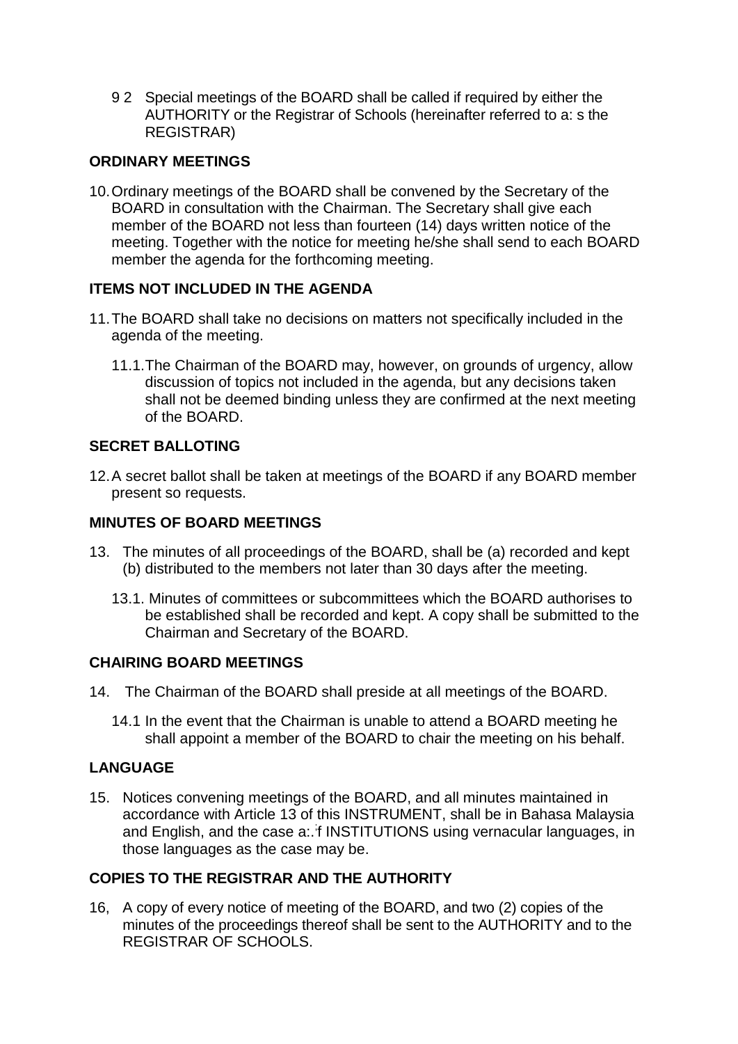9 2 Special meetings of the BOARD shall be called if required by either the AUTHORITY or the Registrar of Schools (hereinafter referred to a: s the REGISTRAR)

**ORDINARY MEETINGS**

10. Ordinary meetings of the BOARD shall be convened by the Secretary of the BOARD in consultation with the Chairman. The Secretary shall give each member of the BOARD not less than fourteen (14) days written notice of the meeting. Together with the notice for meeting he/she shall send to each BOARD member the agenda for the forthcoming meeting.

**ITEMS NOT INCLUDED IN THE AGENDA**

11. The BOARD shall take no decisions on matters not specifically included in the agenda of the meeting.

    11.1. The Chairman of the BOARD may, however, on grounds of urgency, allow discussion of topics not included in the agenda, but any decisions taken shall not be deemed binding unless they are confirmed at the next meeting of the BOARD.

**SECRET BALLOTING**

12. A secret ballot shall be taken at meetings of the BOARD if any BOARD member present so requests.

**MINUTES OF BOARD MEETINGS**

13. The minutes of all proceedings of the BOARD, shall be (a) recorded and kept (b) distributed to the members not later than 30 days after the meeting.

    13.1. Minutes of committees or subcommittees which the BOARD authorises to be established shall be recorded and kept. A copy shall be submitted to the Chairman and Secretary of the BOARD.

**CHAIRING BOARD MEETINGS**

14. The Chairman of the BOARD shall preside at all meetings of the BOARD.

    14.1 In the event that the Chairman is unable to attend a BOARD meeting he shall appoint a member of the BOARD to chair the meeting on his behalf.

**LANGUAGE**

15. Notices convening meetings of the BOARD, and all minutes maintained in accordance with Article 13 of this INSTRUMENT, shall be in Bahasa Malaysia and English, and the case a:.f INSTITUTIONS using vernacular languages, in those languages as the case may be.

**COPIES TO THE REGISTRAR AND THE AUTHORITY**

16, A copy of every notice of meeting of the BOARD, and two (2) copies of the minutes of the proceedings thereof shall be sent to the AUTHORITY and to the REGISTRAR OF SCHOOLS.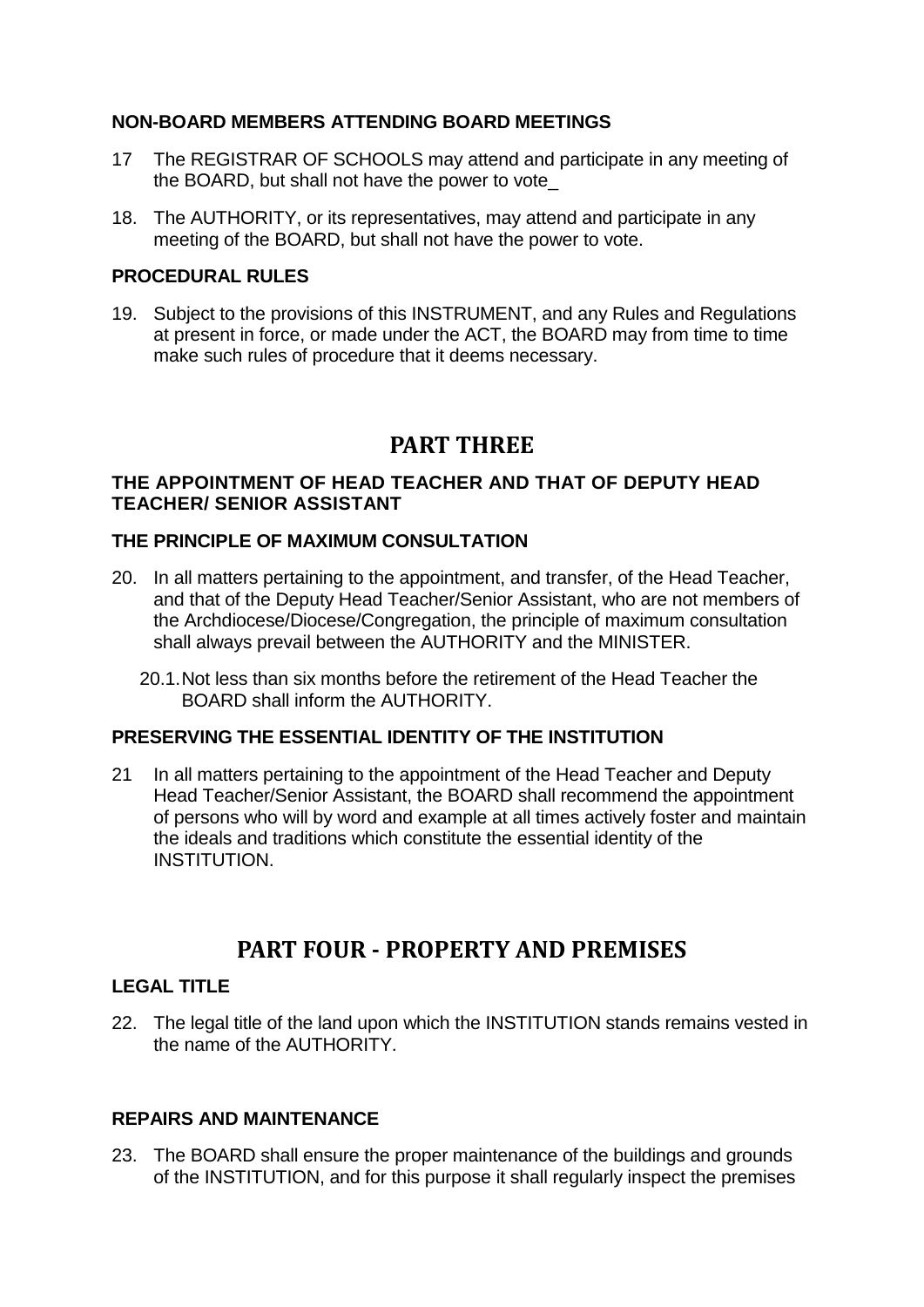**NON-BOARD MEMBERS ATTENDING BOARD MEETINGS**

17 The REGISTRAR OF SCHOOLS may attend and participate in any meeting of the BOARD, but shall not have the power to vote_

18. The AUTHORITY, or its representatives, may attend and participate in any meeting of the BOARD, but shall not have the power to vote.

**PROCEDURAL RULES**

19. Subject to the provisions of this INSTRUMENT, and any Rules and Regulations at present in force, or made under the ACT, the BOARD may from time to time make such rules of procedure that it deems necessary.

# PART THREE

**THE APPOINTMENT OF HEAD TEACHER AND THAT OF DEPUTY HEAD TEACHER/ SENIOR ASSISTANT**

**THE PRINCIPLE OF MAXIMUM CONSULTATION**

20. In all matters pertaining to the appointment, and transfer, of the Head Teacher, and that of the Deputy Head Teacher/Senior Assistant, who are not members of the Archdiocese/Diocese/Congregation, the principle of maximum consultation shall always prevail between the AUTHORITY and the MINISTER.

    20.1. Not less than six months before the retirement of the Head Teacher the BOARD shall inform the AUTHORITY.

**PRESERVING THE ESSENTIAL IDENTITY OF THE INSTITUTION**

21 In all matters pertaining to the appointment of the Head Teacher and Deputy Head Teacher/Senior Assistant, the BOARD shall recommend the appointment of persons who will by word and example at all times actively foster and maintain the ideals and traditions which constitute the essential identity of the INSTITUTION.

# PART FOUR - PROPERTY AND PREMISES

**LEGAL TITLE**

22. The legal title of the land upon which the INSTITUTION stands remains vested in the name of the AUTHORITY.

**REPAIRS AND MAINTENANCE**

23. The BOARD shall ensure the proper maintenance of the buildings and grounds of the INSTITUTION, and for this purpose it shall regularly inspect the premises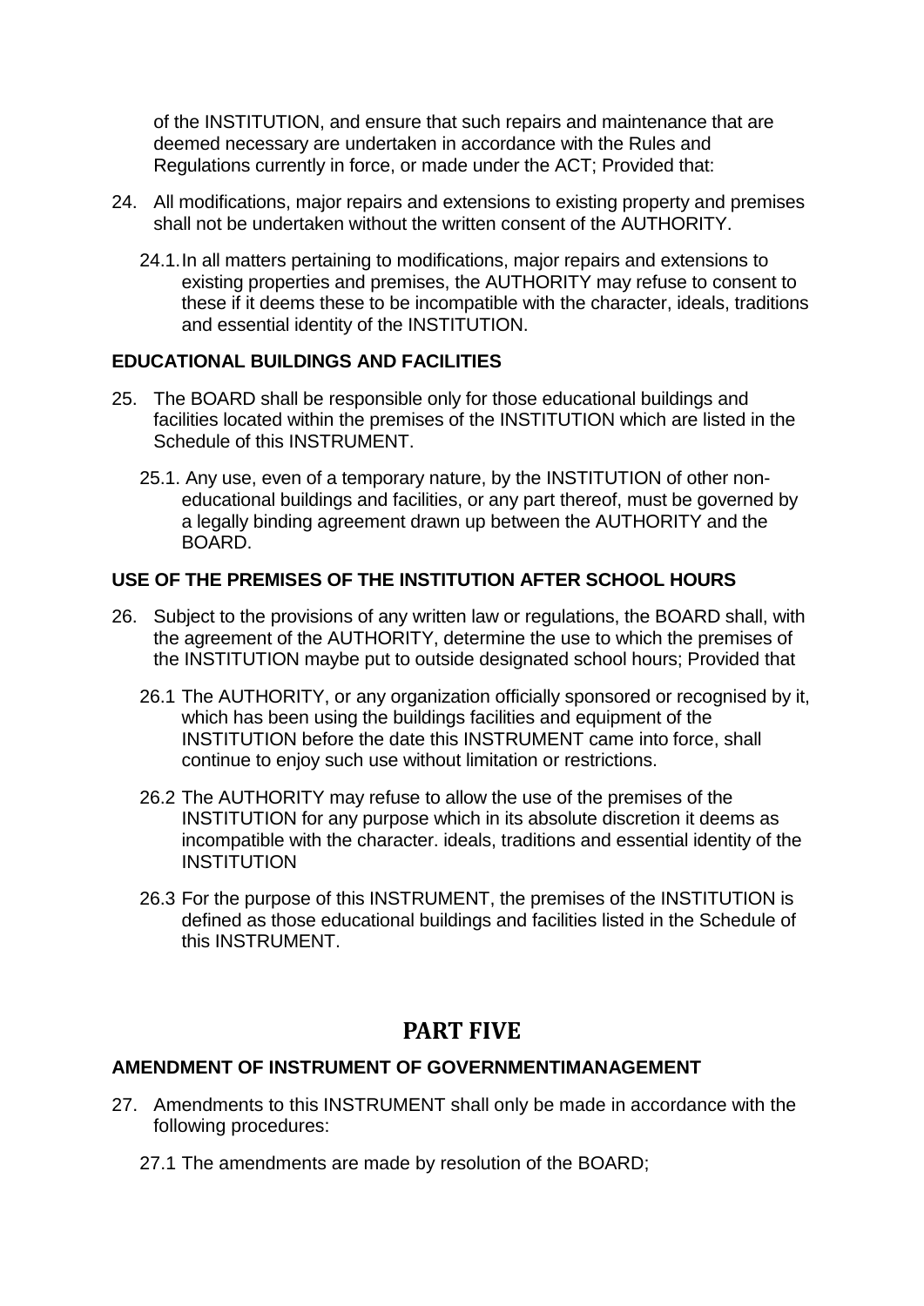of the INSTITUTION, and ensure that such repairs and maintenance that are deemed necessary are undertaken in accordance with the Rules and Regulations currently in force, or made under the ACT; Provided that:

24. All modifications, major repairs and extensions to existing property and premises shall not be undertaken without the written consent of the AUTHORITY.

    24.1. In all matters pertaining to modifications, major repairs and extensions to existing properties and premises, the AUTHORITY may refuse to consent to these if it deems these to be incompatible with the character, ideals, traditions and essential identity of the INSTITUTION.

**EDUCATIONAL BUILDINGS AND FACILITIES**

25. The BOARD shall be responsible only for those educational buildings and facilities located within the premises of the INSTITUTION which are listed in the Schedule of this INSTRUMENT.

    25.1. Any use, even of a temporary nature, by the INSTITUTION of other non-educational buildings and facilities, or any part thereof, must be governed by a legally binding agreement drawn up between the AUTHORITY and the BOARD.

**USE OF THE PREMISES OF THE INSTITUTION AFTER SCHOOL HOURS**

26. Subject to the provisions of any written law or regulations, the BOARD shall, with the agreement of the AUTHORITY, determine the use to which the premises of the INSTITUTION maybe put to outside designated school hours; Provided that

    26.1 The AUTHORITY, or any organization officially sponsored or recognised by it, which has been using the buildings facilities and equipment of the INSTITUTION before the date this INSTRUMENT came into force, shall continue to enjoy such use without limitation or restrictions.

    26.2 The AUTHORITY may refuse to allow the use of the premises of the INSTITUTION for any purpose which in its absolute discretion it deems as incompatible with the character. ideals, traditions and essential identity of the INSTITUTION

    26.3 For the purpose of this INSTRUMENT, the premises of the INSTITUTION is defined as those educational buildings and facilities listed in the Schedule of this INSTRUMENT.

# PART FIVE

**AMENDMENT OF INSTRUMENT OF GOVERNMENTIMANAGEMENT**

27. Amendments to this INSTRUMENT shall only be made in accordance with the following procedures:

    27.1 The amendments are made by resolution of the BOARD;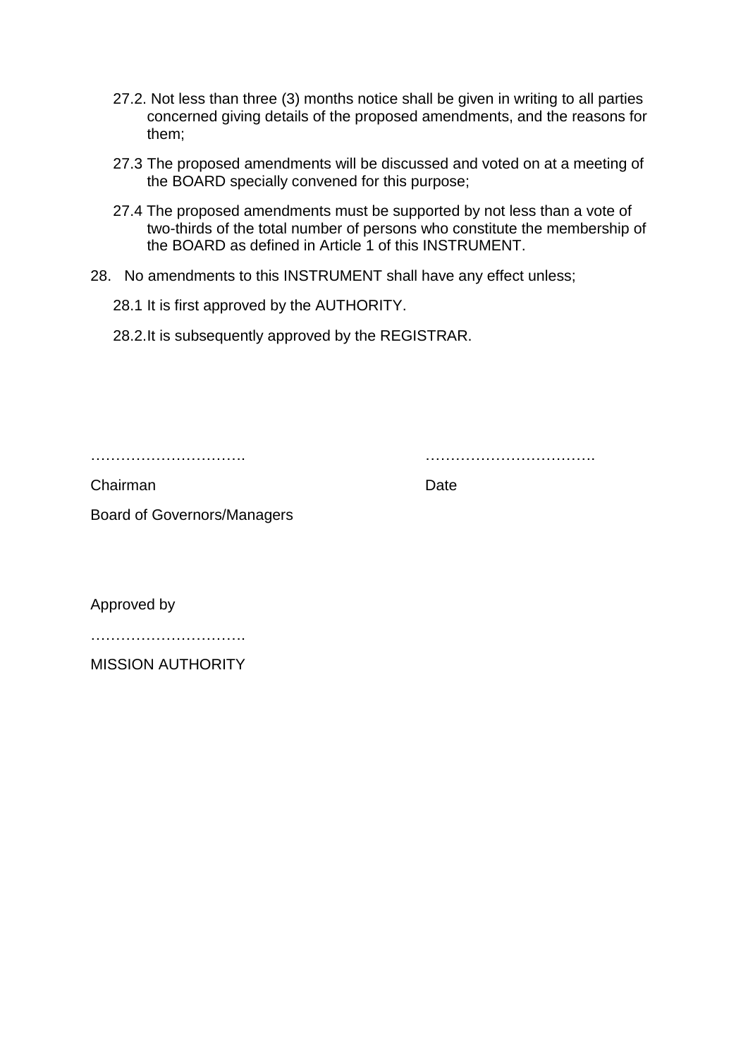27.2. Not less than three (3) months notice shall be given in writing to all parties concerned giving details of the proposed amendments, and the reasons for them;

27.3 The proposed amendments will be discussed and voted on at a meeting of the BOARD specially convened for this purpose;

27.4 The proposed amendments must be supported by not less than a vote of two-thirds of the total number of persons who constitute the membership of the BOARD as defined in Article 1 of this INSTRUMENT.

28. No amendments to this INSTRUMENT shall have any effect unless;

28.1 It is first approved by the AUTHORITY.

28.2. It is subsequently approved by the REGISTRAR.

…………………………. …………………………….

Chairman Date

Board of Governors/Managers

Approved by

………………………….

MISSION AUTHORITY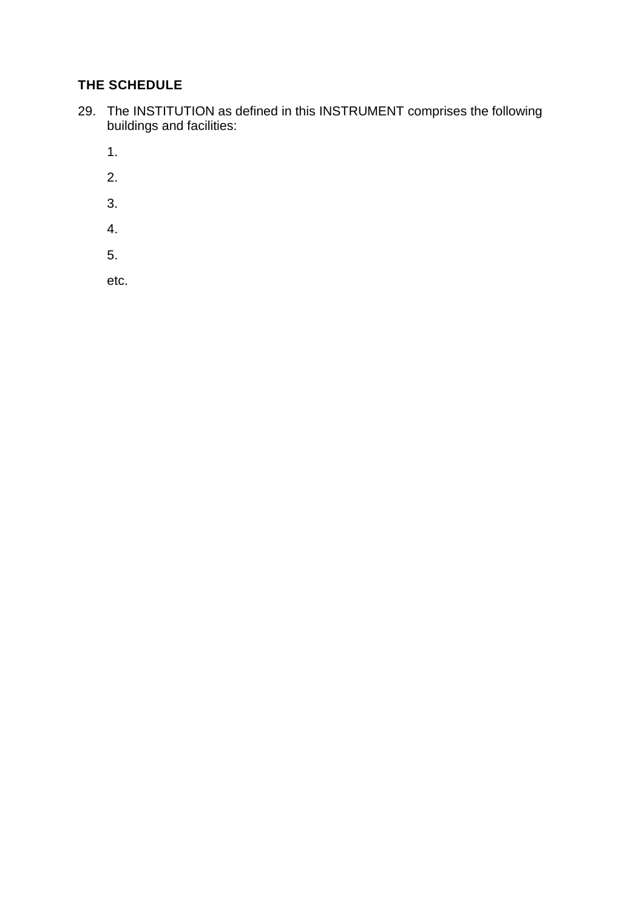**THE SCHEDULE**

29. The INSTITUTION as defined in this INSTRUMENT comprises the following buildings and facilities:

    1.

    2.

    3.

    4.

    5.

    etc.